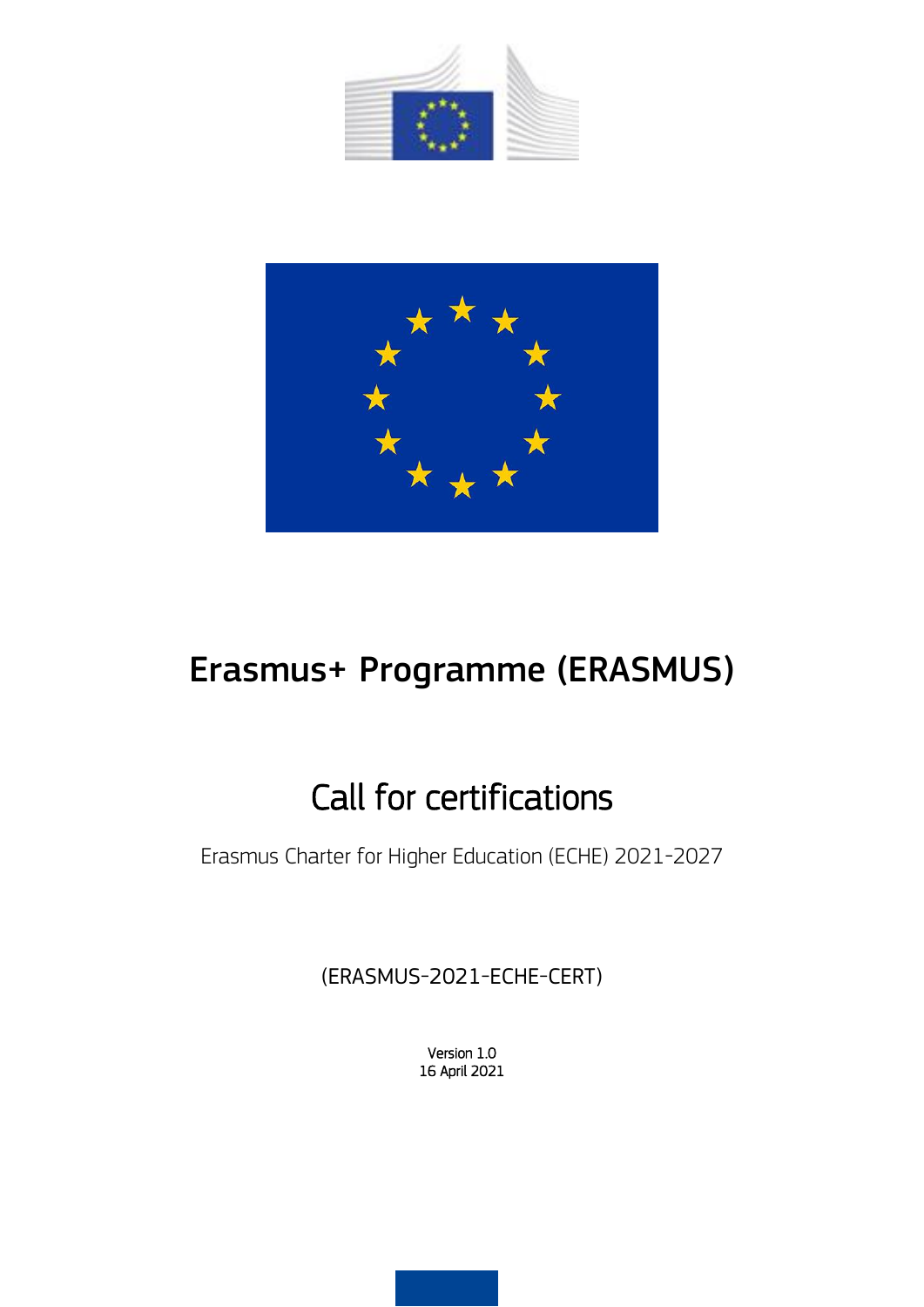# Erasmus+ Programme (ERASMUS)

## Call for certifications

Erasmus Charter for Higher Education (ECHE) 2021-2027

(ERASMUS-2021-ECHE-CERT)

Version 1.0
16 April 2021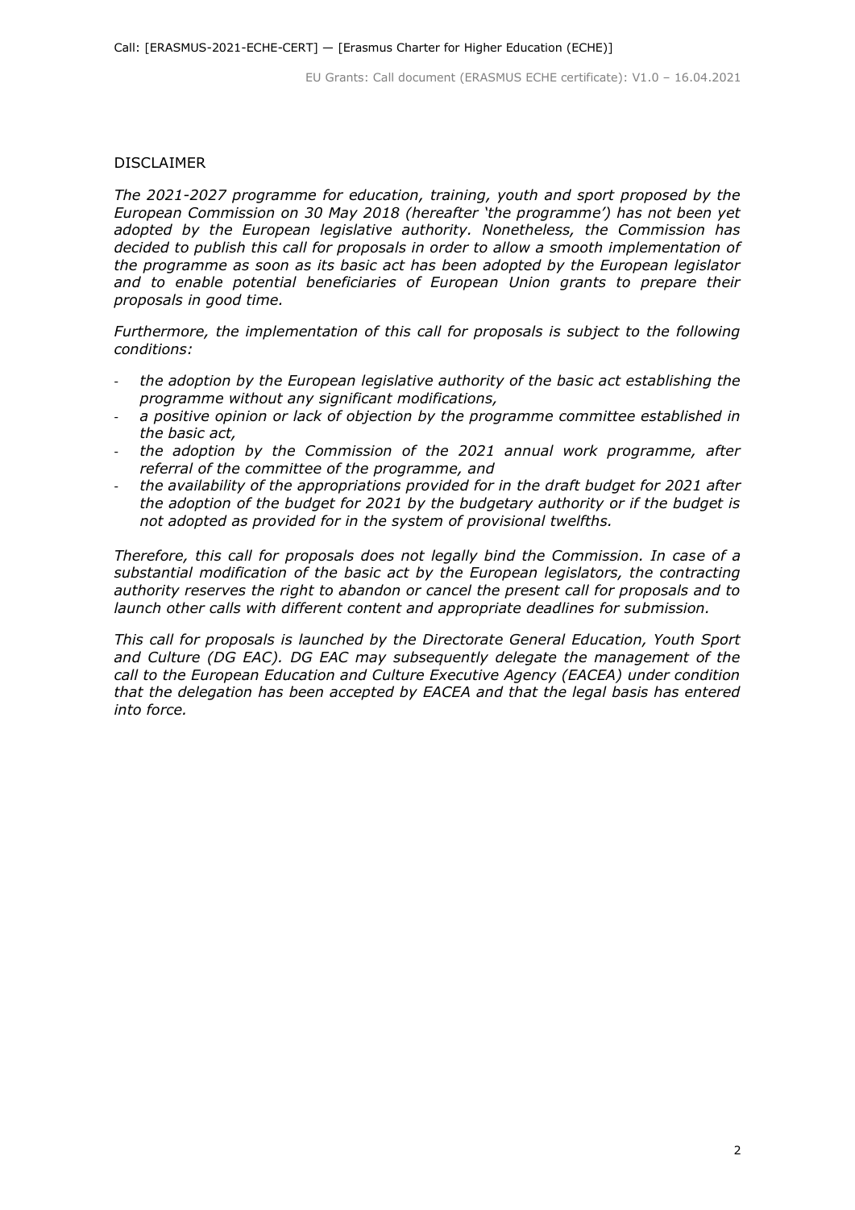DISCLAIMER

*The 2021-2027 programme for education, training, youth and sport proposed by the European Commission on 30 May 2018 (hereafter 'the programme') has not been yet adopted by the European legislative authority. Nonetheless, the Commission has decided to publish this call for proposals in order to allow a smooth implementation of the programme as soon as its basic act has been adopted by the European legislator and to enable potential beneficiaries of European Union grants to prepare their proposals in good time.*

*Furthermore, the implementation of this call for proposals is subject to the following conditions:*

- *the adoption by the European legislative authority of the basic act establishing the programme without any significant modifications,*
- *a positive opinion or lack of objection by the programme committee established in the basic act,*
- *the adoption by the Commission of the 2021 annual work programme, after referral of the committee of the programme, and*
- *the availability of the appropriations provided for in the draft budget for 2021 after the adoption of the budget for 2021 by the budgetary authority or if the budget is not adopted as provided for in the system of provisional twelfths.*

*Therefore, this call for proposals does not legally bind the Commission. In case of a substantial modification of the basic act by the European legislators, the contracting authority reserves the right to abandon or cancel the present call for proposals and to launch other calls with different content and appropriate deadlines for submission.*

*This call for proposals is launched by the Directorate General Education, Youth Sport and Culture (DG EAC). DG EAC may subsequently delegate the management of the call to the European Education and Culture Executive Agency (EACEA) under condition that the delegation has been accepted by EACEA and that the legal basis has entered into force.*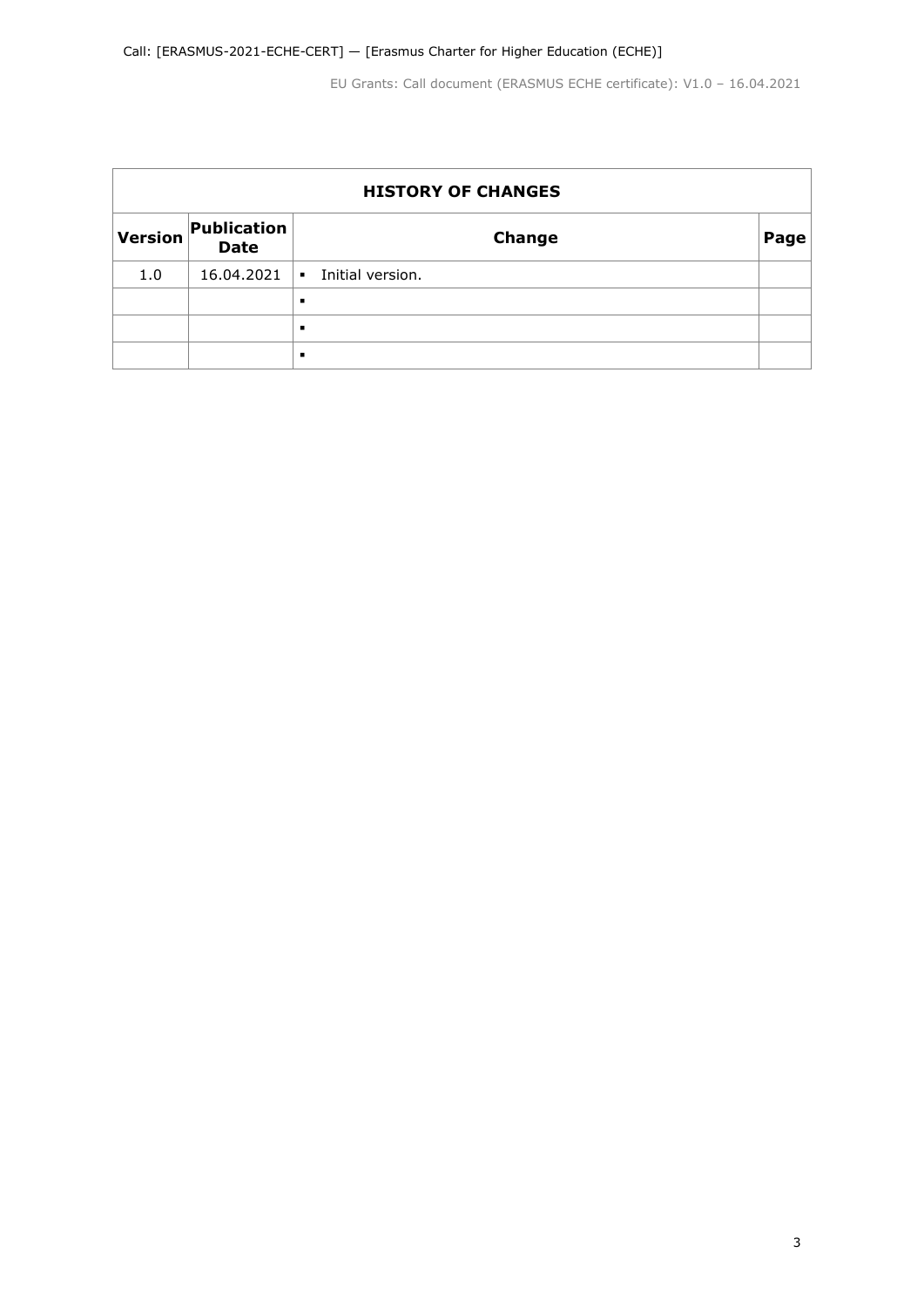| HISTORY OF CHANGES | | | |
|---|---|---|---|
| **Version** | **Publication Date** | **Change** | **Page** |
| 1.0 | 16.04.2021 | ▪ Initial version. | |
| | | ▪ | |
| | | ▪ | |
| | | ▪ | |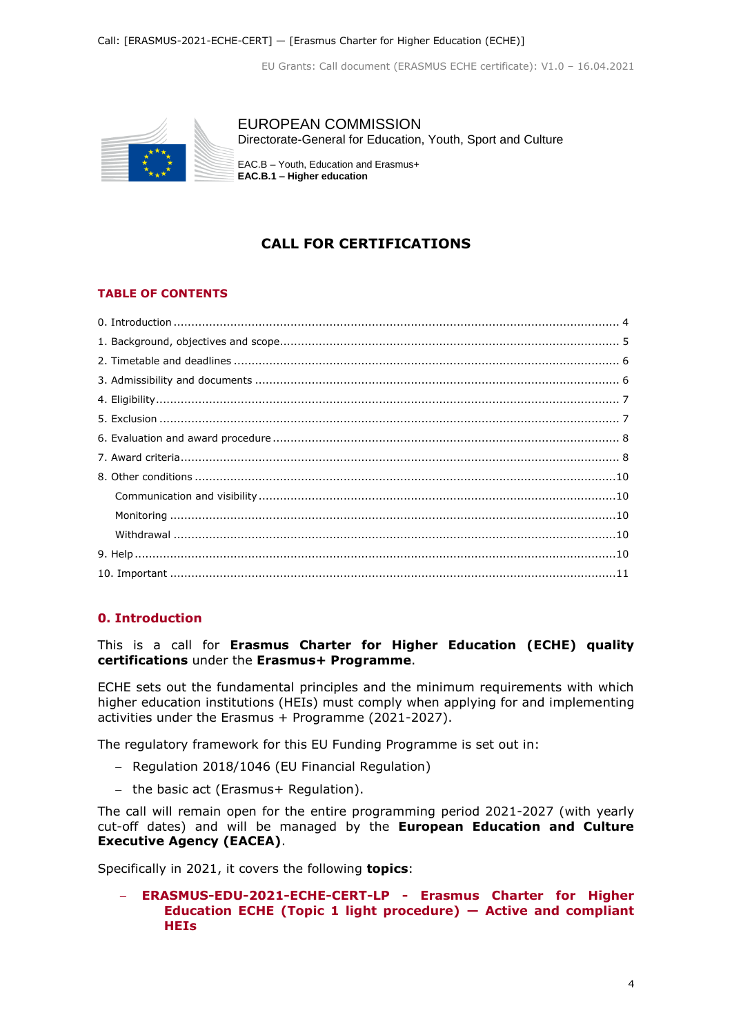EUROPEAN COMMISSION
Directorate-General for Education, Youth, Sport and Culture

EAC.B – Youth, Education and Erasmus+
**EAC.B.1 – Higher education**

# CALL FOR CERTIFICATIONS

## TABLE OF CONTENTS

0. Introduction ..... 4
1. Background, objectives and scope ..... 5
2. Timetable and deadlines ..... 6
3. Admissibility and documents ..... 6
4. Eligibility ..... 7
5. Exclusion ..... 7
6. Evaluation and award procedure ..... 8
7. Award criteria ..... 8
8. Other conditions ..... 10
   - Communication and visibility ..... 10
   - Monitoring ..... 10
   - Withdrawal ..... 10
9. Help ..... 10
10. Important ..... 11

## 0. Introduction

This is a call for **Erasmus Charter for Higher Education (ECHE) quality certifications** under the **Erasmus+ Programme**.

ECHE sets out the fundamental principles and the minimum requirements with which higher education institutions (HEIs) must comply when applying for and implementing activities under the Erasmus + Programme (2021-2027).

The regulatory framework for this EU Funding Programme is set out in:

- Regulation 2018/1046 (EU Financial Regulation)
- the basic act (Erasmus+ Regulation).

The call will remain open for the entire programming period 2021-2027 (with yearly cut-off dates) and will be managed by the **European Education and Culture Executive Agency (EACEA)**.

Specifically in 2021, it covers the following **topics**:

- **ERASMUS-EDU-2021-ECHE-CERT-LP - Erasmus Charter for Higher Education ECHE (Topic 1 light procedure) — Active and compliant HEIs**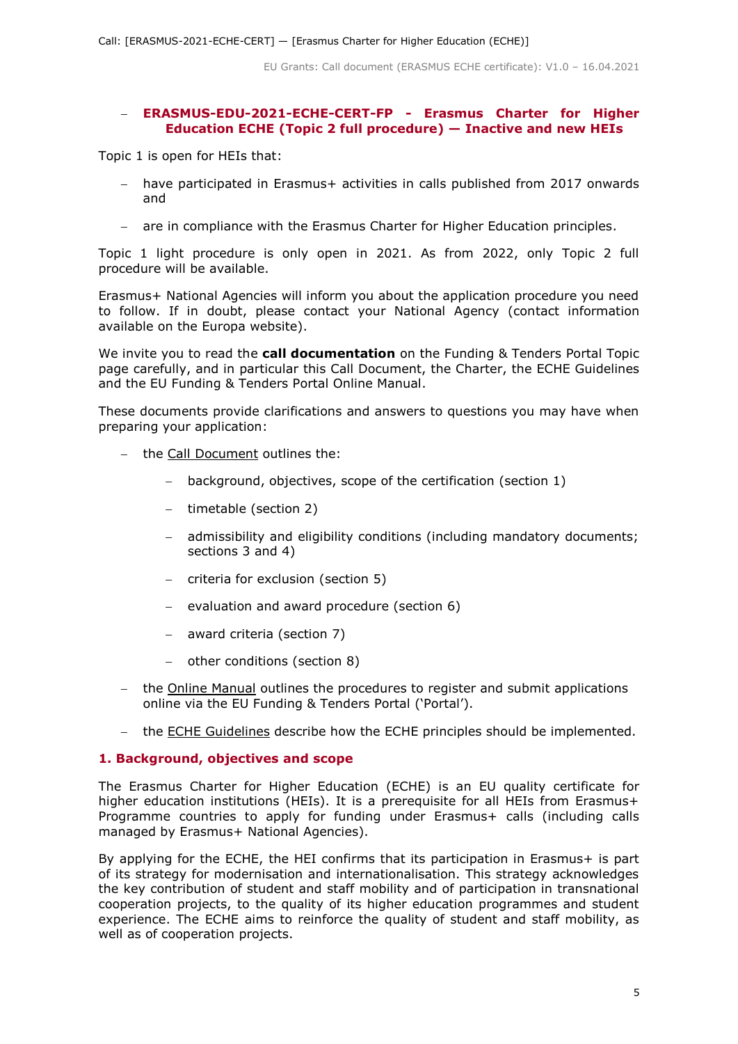- **ERASMUS-EDU-2021-ECHE-CERT-FP - Erasmus Charter for Higher Education ECHE (Topic 2 full procedure) — Inactive and new HEIs**

Topic 1 is open for HEIs that:

- have participated in Erasmus+ activities in calls published from 2017 onwards and
- are in compliance with the Erasmus Charter for Higher Education principles.

Topic 1 light procedure is only open in 2021. As from 2022, only Topic 2 full procedure will be available.

Erasmus+ National Agencies will inform you about the application procedure you need to follow. If in doubt, please contact your National Agency (contact information available on the Europa website).

We invite you to read the **call documentation** on the Funding & Tenders Portal Topic page carefully, and in particular this Call Document, the Charter, the ECHE Guidelines and the EU Funding & Tenders Portal Online Manual.

These documents provide clarifications and answers to questions you may have when preparing your application:

- the Call Document outlines the:
  - background, objectives, scope of the certification (section 1)
  - timetable (section 2)
  - admissibility and eligibility conditions (including mandatory documents; sections 3 and 4)
  - criteria for exclusion (section 5)
  - evaluation and award procedure (section 6)
  - award criteria (section 7)
  - other conditions (section 8)
- the Online Manual outlines the procedures to register and submit applications online via the EU Funding & Tenders Portal ('Portal').
- the ECHE Guidelines describe how the ECHE principles should be implemented.

## 1. Background, objectives and scope

The Erasmus Charter for Higher Education (ECHE) is an EU quality certificate for higher education institutions (HEIs). It is a prerequisite for all HEIs from Erasmus+ Programme countries to apply for funding under Erasmus+ calls (including calls managed by Erasmus+ National Agencies).

By applying for the ECHE, the HEI confirms that its participation in Erasmus+ is part of its strategy for modernisation and internationalisation. This strategy acknowledges the key contribution of student and staff mobility and of participation in transnational cooperation projects, to the quality of its higher education programmes and student experience. The ECHE aims to reinforce the quality of student and staff mobility, as well as of cooperation projects.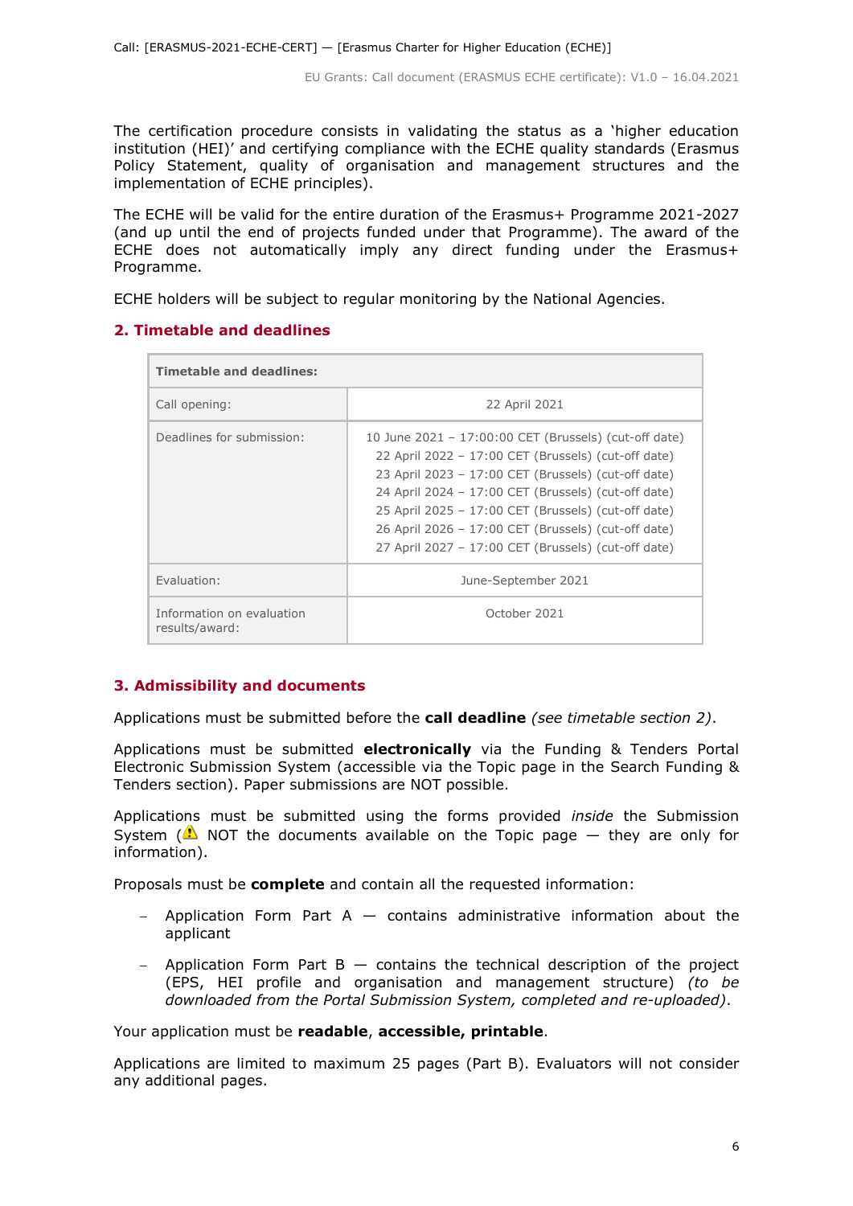The certification procedure consists in validating the status as a 'higher education institution (HEI)' and certifying compliance with the ECHE quality standards (Erasmus Policy Statement, quality of organisation and management structures and the implementation of ECHE principles).

The ECHE will be valid for the entire duration of the Erasmus+ Programme 2021-2027 (and up until the end of projects funded under that Programme). The award of the ECHE does not automatically imply any direct funding under the Erasmus+ Programme.

ECHE holders will be subject to regular monitoring by the National Agencies.

## 2. Timetable and deadlines

| Timetable and deadlines: | |
|---|---|
| Call opening: | 22 April 2021 |
| Deadlines for submission: | 10 June 2021 – 17:00:00 CET (Brussels) (cut-off date)<br>22 April 2022 – 17:00 CET (Brussels) (cut-off date)<br>23 April 2023 – 17:00 CET (Brussels) (cut-off date)<br>24 April 2024 – 17:00 CET (Brussels) (cut-off date)<br>25 April 2025 – 17:00 CET (Brussels) (cut-off date)<br>26 April 2026 – 17:00 CET (Brussels) (cut-off date)<br>27 April 2027 – 17:00 CET (Brussels) (cut-off date) |
| Evaluation: | June-September 2021 |
| Information on evaluation results/award: | October 2021 |

## 3. Admissibility and documents

Applications must be submitted before the **call deadline** *(see timetable section 2)*.

Applications must be submitted **electronically** via the Funding & Tenders Portal Electronic Submission System (accessible via the Topic page in the Search Funding & Tenders section). Paper submissions are NOT possible.

Applications must be submitted using the forms provided *inside* the Submission System (⚠ NOT the documents available on the Topic page — they are only for information).

Proposals must be **complete** and contain all the requested information:

- Application Form Part A — contains administrative information about the applicant
- Application Form Part B — contains the technical description of the project (EPS, HEI profile and organisation and management structure) *(to be downloaded from the Portal Submission System, completed and re-uploaded)*.

Your application must be **readable**, **accessible, printable**.

Applications are limited to maximum 25 pages (Part B). Evaluators will not consider any additional pages.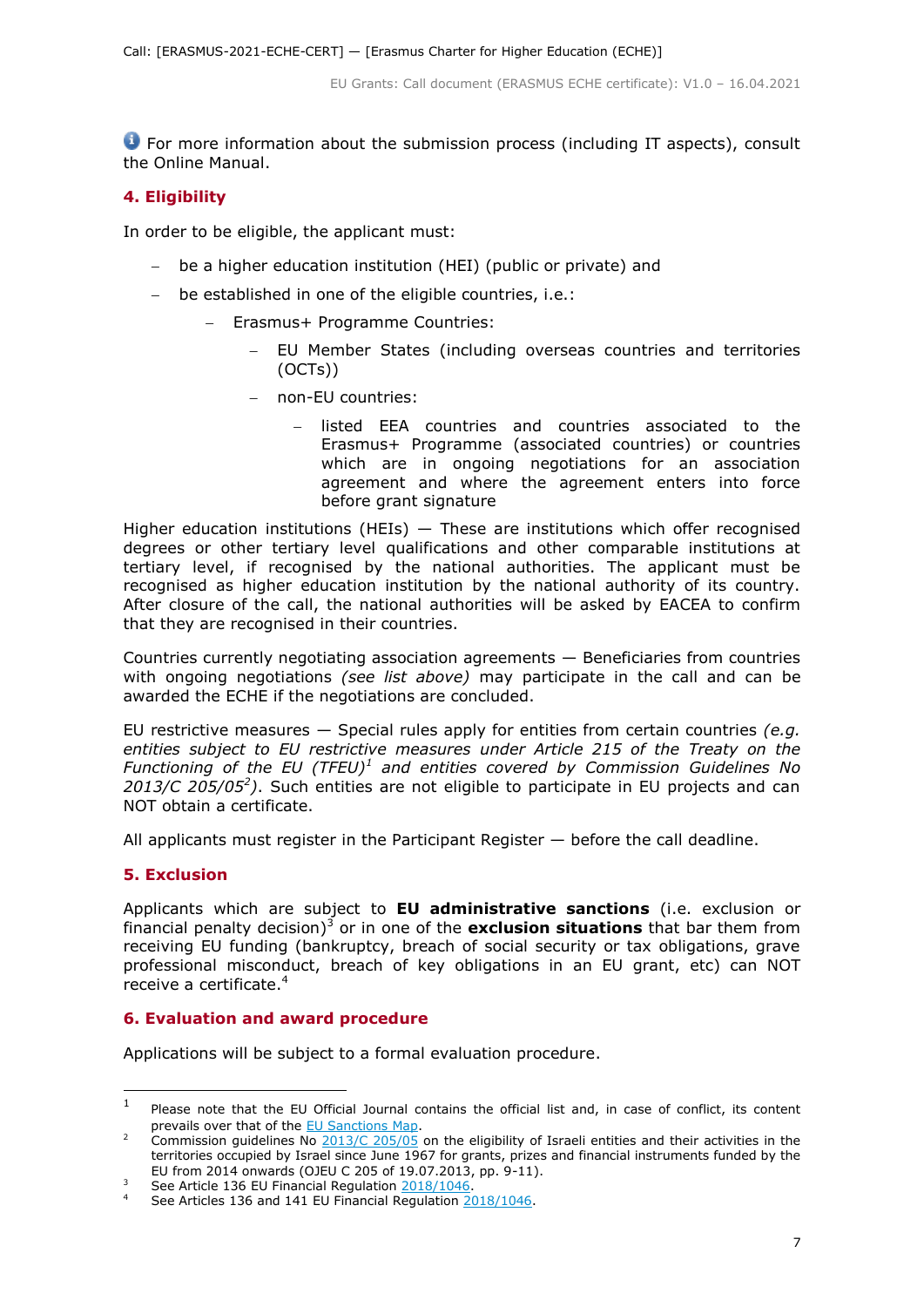For more information about the submission process (including IT aspects), consult the Online Manual.

## 4. Eligibility

In order to be eligible, the applicant must:

- be a higher education institution (HEI) (public or private) and
- be established in one of the eligible countries, i.e.:
  - Erasmus+ Programme Countries:
    - EU Member States (including overseas countries and territories (OCTs))
    - non-EU countries:
      - listed EEA countries and countries associated to the Erasmus+ Programme (associated countries) or countries which are in ongoing negotiations for an association agreement and where the agreement enters into force before grant signature

Higher education institutions (HEIs) — These are institutions which offer recognised degrees or other tertiary level qualifications and other comparable institutions at tertiary level, if recognised by the national authorities. The applicant must be recognised as higher education institution by the national authority of its country. After closure of the call, the national authorities will be asked by EACEA to confirm that they are recognised in their countries.

Countries currently negotiating association agreements — Beneficiaries from countries with ongoing negotiations *(see list above)* may participate in the call and can be awarded the ECHE if the negotiations are concluded.

EU restrictive measures — Special rules apply for entities from certain countries *(e.g. entities subject to EU restrictive measures under Article 215 of the Treaty on the Functioning of the EU (TFEU)*[1] *and entities covered by Commission Guidelines No 2013/C 205/05*[2]*)*. Such entities are not eligible to participate in EU projects and can NOT obtain a certificate.

All applicants must register in the Participant Register — before the call deadline.

## 5. Exclusion

Applicants which are subject to **EU administrative sanctions** (i.e. exclusion or financial penalty decision)[3] or in one of the **exclusion situations** that bar them from receiving EU funding (bankruptcy, breach of social security or tax obligations, grave professional misconduct, breach of key obligations in an EU grant, etc) can NOT receive a certificate.[4]

## 6. Evaluation and award procedure

Applications will be subject to a formal evaluation procedure.

---

[1] Please note that the EU Official Journal contains the official list and, in case of conflict, its content prevails over that of the EU Sanctions Map.

[2] Commission guidelines No 2013/C 205/05 on the eligibility of Israeli entities and their activities in the territories occupied by Israel since June 1967 for grants, prizes and financial instruments funded by the EU from 2014 onwards (OJEU C 205 of 19.07.2013, pp. 9-11).

[3] See Article 136 EU Financial Regulation 2018/1046.

[4] See Articles 136 and 141 EU Financial Regulation 2018/1046.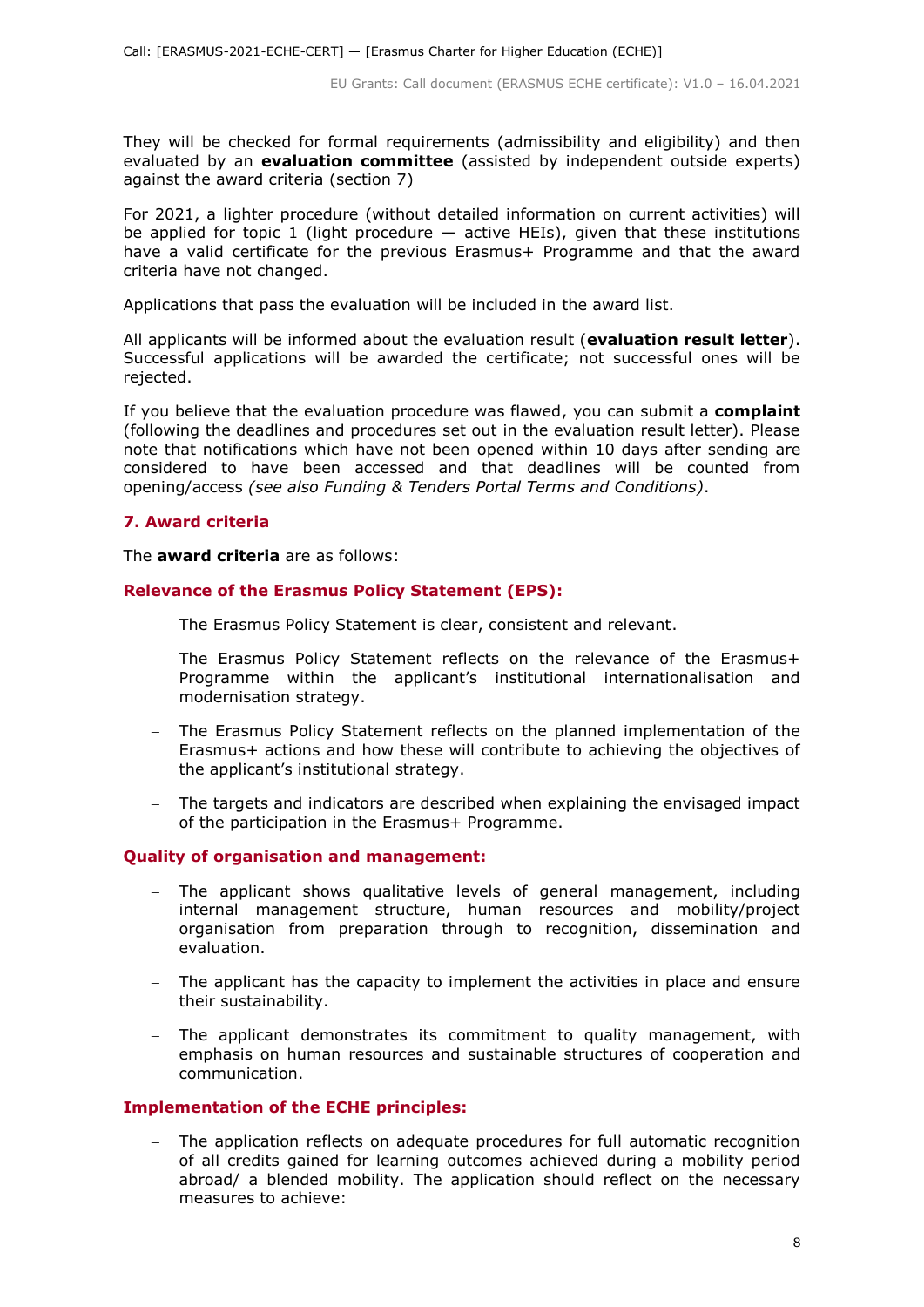They will be checked for formal requirements (admissibility and eligibility) and then evaluated by an **evaluation committee** (assisted by independent outside experts) against the award criteria (section 7)

For 2021, a lighter procedure (without detailed information on current activities) will be applied for topic 1 (light procedure — active HEIs), given that these institutions have a valid certificate for the previous Erasmus+ Programme and that the award criteria have not changed.

Applications that pass the evaluation will be included in the award list.

All applicants will be informed about the evaluation result (**evaluation result letter**). Successful applications will be awarded the certificate; not successful ones will be rejected.

If you believe that the evaluation procedure was flawed, you can submit a **complaint** (following the deadlines and procedures set out in the evaluation result letter). Please note that notifications which have not been opened within 10 days after sending are considered to have been accessed and that deadlines will be counted from opening/access *(see also Funding & Tenders Portal Terms and Conditions)*.

## 7. Award criteria

The **award criteria** are as follows:

### Relevance of the Erasmus Policy Statement (EPS):

- The Erasmus Policy Statement is clear, consistent and relevant.
- The Erasmus Policy Statement reflects on the relevance of the Erasmus+ Programme within the applicant's institutional internationalisation and modernisation strategy.
- The Erasmus Policy Statement reflects on the planned implementation of the Erasmus+ actions and how these will contribute to achieving the objectives of the applicant's institutional strategy.
- The targets and indicators are described when explaining the envisaged impact of the participation in the Erasmus+ Programme.

### Quality of organisation and management:

- The applicant shows qualitative levels of general management, including internal management structure, human resources and mobility/project organisation from preparation through to recognition, dissemination and evaluation.
- The applicant has the capacity to implement the activities in place and ensure their sustainability.
- The applicant demonstrates its commitment to quality management, with emphasis on human resources and sustainable structures of cooperation and communication.

### Implementation of the ECHE principles:

- The application reflects on adequate procedures for full automatic recognition of all credits gained for learning outcomes achieved during a mobility period abroad/ a blended mobility. The application should reflect on the necessary measures to achieve: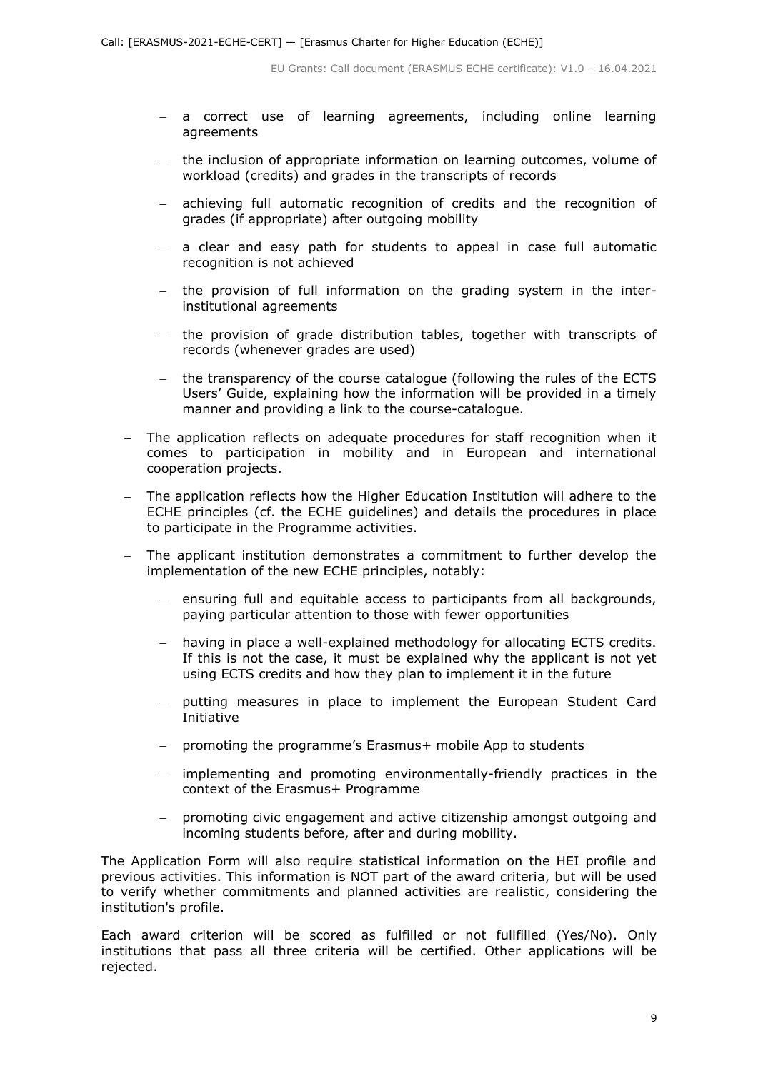- a correct use of learning agreements, including online learning agreements
  - the inclusion of appropriate information on learning outcomes, volume of workload (credits) and grades in the transcripts of records
  - achieving full automatic recognition of credits and the recognition of grades (if appropriate) after outgoing mobility
  - a clear and easy path for students to appeal in case full automatic recognition is not achieved
  - the provision of full information on the grading system in the inter-institutional agreements
  - the provision of grade distribution tables, together with transcripts of records (whenever grades are used)
  - the transparency of the course catalogue (following the rules of the ECTS Users' Guide, explaining how the information will be provided in a timely manner and providing a link to the course-catalogue.
- The application reflects on adequate procedures for staff recognition when it comes to participation in mobility and in European and international cooperation projects.
- The application reflects how the Higher Education Institution will adhere to the ECHE principles (cf. the ECHE guidelines) and details the procedures in place to participate in the Programme activities.
- The applicant institution demonstrates a commitment to further develop the implementation of the new ECHE principles, notably:
  - ensuring full and equitable access to participants from all backgrounds, paying particular attention to those with fewer opportunities
  - having in place a well-explained methodology for allocating ECTS credits. If this is not the case, it must be explained why the applicant is not yet using ECTS credits and how they plan to implement it in the future
  - putting measures in place to implement the European Student Card Initiative
  - promoting the programme's Erasmus+ mobile App to students
  - implementing and promoting environmentally-friendly practices in the context of the Erasmus+ Programme
  - promoting civic engagement and active citizenship amongst outgoing and incoming students before, after and during mobility.

The Application Form will also require statistical information on the HEI profile and previous activities. This information is NOT part of the award criteria, but will be used to verify whether commitments and planned activities are realistic, considering the institution's profile.

Each award criterion will be scored as fulfilled or not fullfilled (Yes/No). Only institutions that pass all three criteria will be certified. Other applications will be rejected.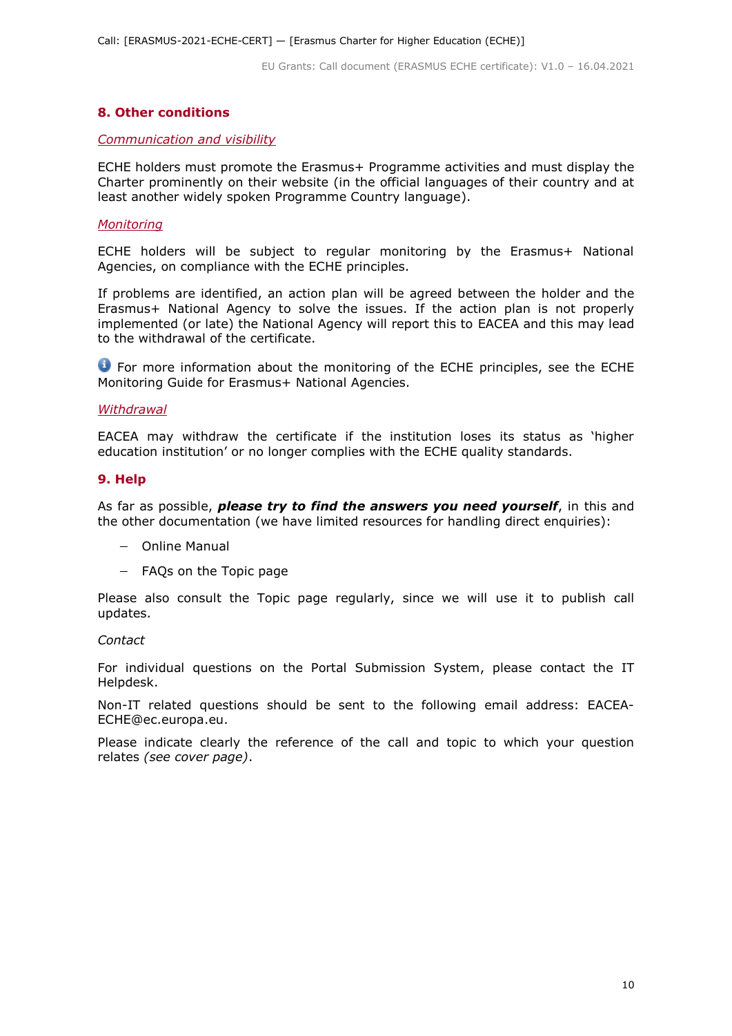## 8. Other conditions

*Communication and visibility*

ECHE holders must promote the Erasmus+ Programme activities and must display the Charter prominently on their website (in the official languages of their country and at least another widely spoken Programme Country language).

*Monitoring*

ECHE holders will be subject to regular monitoring by the Erasmus+ National Agencies, on compliance with the ECHE principles.

If problems are identified, an action plan will be agreed between the holder and the Erasmus+ National Agency to solve the issues. If the action plan is not properly implemented (or late) the National Agency will report this to EACEA and this may lead to the withdrawal of the certificate.

For more information about the monitoring of the ECHE principles, see the ECHE Monitoring Guide for Erasmus+ National Agencies.

*Withdrawal*

EACEA may withdraw the certificate if the institution loses its status as 'higher education institution' or no longer complies with the ECHE quality standards.

## 9. Help

As far as possible, ***please try to find the answers you need yourself***, in this and the other documentation (we have limited resources for handling direct enquiries):

- Online Manual
- FAQs on the Topic page

Please also consult the Topic page regularly, since we will use it to publish call updates.

*Contact*

For individual questions on the Portal Submission System, please contact the IT Helpdesk.

Non-IT related questions should be sent to the following email address: EACEA-ECHE@ec.europa.eu.

Please indicate clearly the reference of the call and topic to which your question relates *(see cover page)*.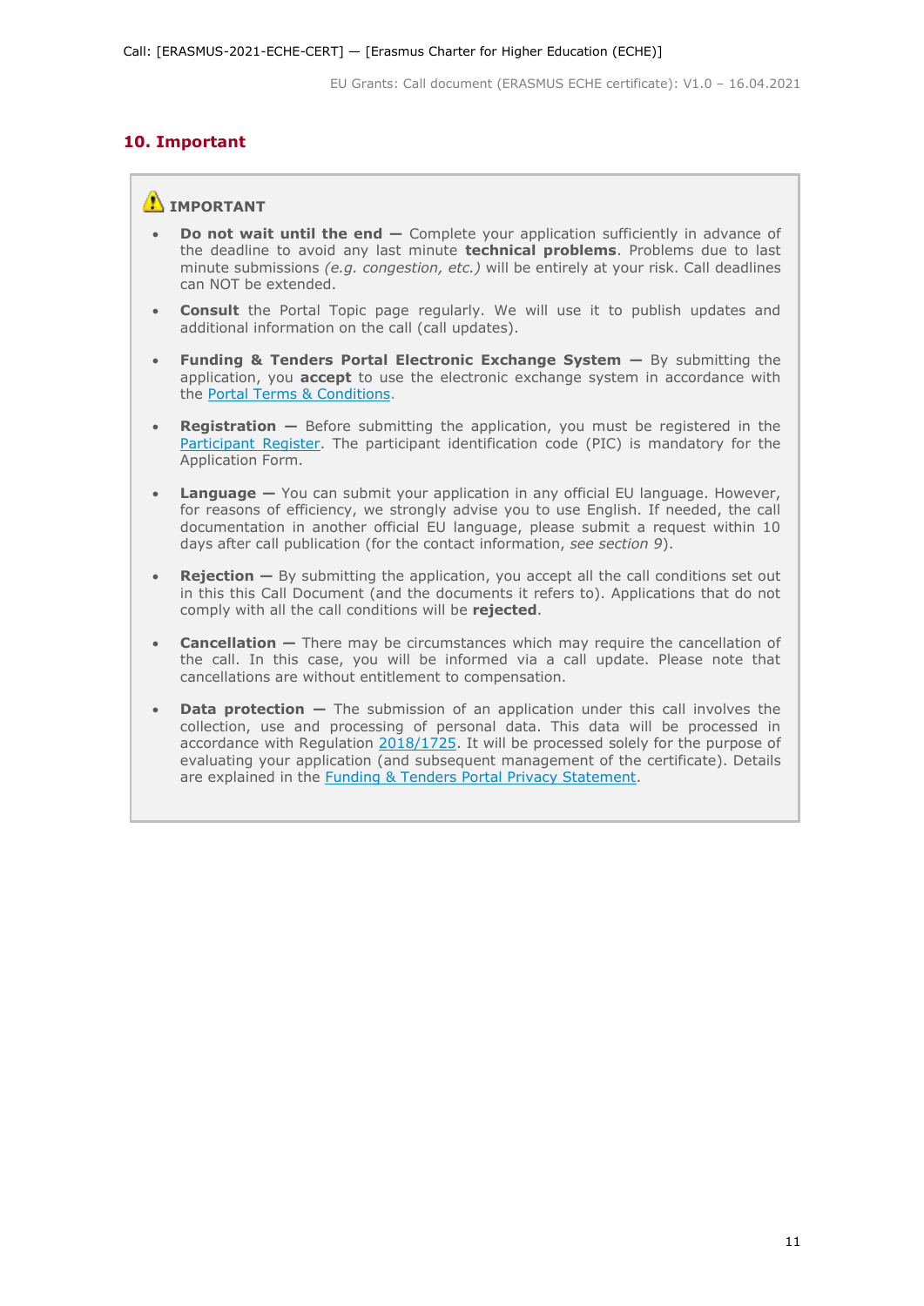## 10. Important

⚠ **IMPORTANT**

- **Do not wait until the end —** Complete your application sufficiently in advance of the deadline to avoid any last minute **technical problems**. Problems due to last minute submissions *(e.g. congestion, etc.)* will be entirely at your risk. Call deadlines can NOT be extended.
- **Consult** the Portal Topic page regularly. We will use it to publish updates and additional information on the call (call updates).
- **Funding & Tenders Portal Electronic Exchange System —** By submitting the application, you **accept** to use the electronic exchange system in accordance with the Portal Terms & Conditions.
- **Registration —** Before submitting the application, you must be registered in the Participant Register. The participant identification code (PIC) is mandatory for the Application Form.
- **Language —** You can submit your application in any official EU language. However, for reasons of efficiency, we strongly advise you to use English. If needed, the call documentation in another official EU language, please submit a request within 10 days after call publication (for the contact information, *see section 9*).
- **Rejection —** By submitting the application, you accept all the call conditions set out in this this Call Document (and the documents it refers to). Applications that do not comply with all the call conditions will be **rejected**.
- **Cancellation —** There may be circumstances which may require the cancellation of the call. In this case, you will be informed via a call update. Please note that cancellations are without entitlement to compensation.
- **Data protection —** The submission of an application under this call involves the collection, use and processing of personal data. This data will be processed in accordance with Regulation 2018/1725. It will be processed solely for the purpose of evaluating your application (and subsequent management of the certificate). Details are explained in the Funding & Tenders Portal Privacy Statement.